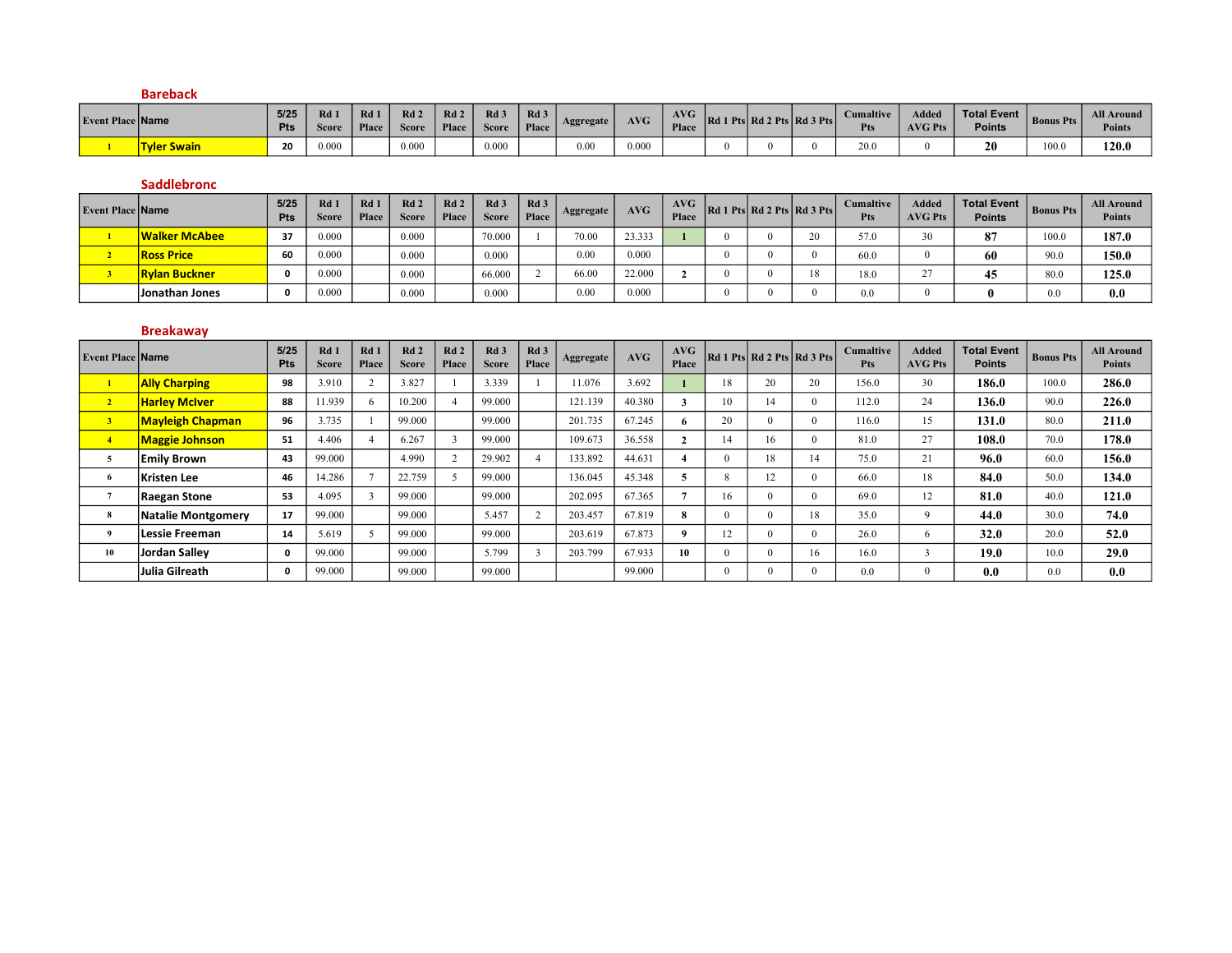## Bareback

| Event Place | Name | 5/25 Pts | Rd 1 Score | Rd 1 Place | Rd 2 Score | Rd 2 Place | Rd 3 Score | Rd 3 Place | Aggregate | AVG | AVG Place | Rd 1 Pts | Rd 2 Pts | Rd 3 Pts | Cumaltive Pts | Added AVG Pts | Total Event Points | Bonus Pts | All Around Points |
|---|---|---|---|---|---|---|---|---|---|---|---|---|---|---|---|---|---|---|---|
| 1 | Tyler Swain | 20 | 0.000 | | 0.000 | | 0.000 | | 0.00 | 0.000 | | 0 | 0 | 0 | 20.0 | 0 | 20 | 100.0 | 120.0 |

## Saddlebronc

| Event Place | Name | 5/25 Pts | Rd 1 Score | Rd 1 Place | Rd 2 Score | Rd 2 Place | Rd 3 Score | Rd 3 Place | Aggregate | AVG | AVG Place | Rd 1 Pts | Rd 2 Pts | Rd 3 Pts | Cumaltive Pts | Added AVG Pts | Total Event Points | Bonus Pts | All Around Points |
|---|---|---|---|---|---|---|---|---|---|---|---|---|---|---|---|---|---|---|---|
| 1 | Walker McAbee | 37 | 0.000 | | 0.000 | | 70.000 | 1 | 70.00 | 23.333 | 1 | 0 | 0 | 20 | 57.0 | 30 | 87 | 100.0 | 187.0 |
| 2 | Ross Price | 60 | 0.000 | | 0.000 | | 0.000 | | 0.00 | 0.000 | | 0 | 0 | 0 | 60.0 | 0 | 60 | 90.0 | 150.0 |
| 3 | Rylan Buckner | 0 | 0.000 | | 0.000 | | 66.000 | 2 | 66.00 | 22.000 | 2 | 0 | 0 | 18 | 18.0 | 27 | 45 | 80.0 | 125.0 |
| | Jonathan Jones | 0 | 0.000 | | 0.000 | | 0.000 | | 0.00 | 0.000 | | 0 | 0 | 0 | 0.0 | 0 | 0 | 0.0 | 0.0 |

## Breakaway

| Event Place | Name | 5/25 Pts | Rd 1 Score | Rd 1 Place | Rd 2 Score | Rd 2 Place | Rd 3 Score | Rd 3 Place | Aggregate | AVG | AVG Place | Rd 1 Pts | Rd 2 Pts | Rd 3 Pts | Cumaltive Pts | Added AVG Pts | Total Event Points | Bonus Pts | All Around Points |
|---|---|---|---|---|---|---|---|---|---|---|---|---|---|---|---|---|---|---|---|
| 1 | Ally Charping | 98 | 3.910 | 2 | 3.827 | 1 | 3.339 | 1 | 11.076 | 3.692 | 1 | 18 | 20 | 20 | 156.0 | 30 | 186.0 | 100.0 | 286.0 |
| 2 | Harley McIver | 88 | 11.939 | 6 | 10.200 | 4 | 99.000 | | 121.139 | 40.380 | 3 | 10 | 14 | 0 | 112.0 | 24 | 136.0 | 90.0 | 226.0 |
| 3 | Mayleigh Chapman | 96 | 3.735 | 1 | 99.000 | | 99.000 | | 201.735 | 67.245 | 6 | 20 | 0 | 0 | 116.0 | 15 | 131.0 | 80.0 | 211.0 |
| 4 | Maggie Johnson | 51 | 4.406 | 4 | 6.267 | 3 | 99.000 | | 109.673 | 36.558 | 2 | 14 | 16 | 0 | 81.0 | 27 | 108.0 | 70.0 | 178.0 |
| 5 | Emily Brown | 43 | 99.000 | | 4.990 | 2 | 29.902 | 4 | 133.892 | 44.631 | 4 | 0 | 18 | 14 | 75.0 | 21 | 96.0 | 60.0 | 156.0 |
| 6 | Kristen Lee | 46 | 14.286 | 7 | 22.759 | 5 | 99.000 | | 136.045 | 45.348 | 5 | 8 | 12 | 0 | 66.0 | 18 | 84.0 | 50.0 | 134.0 |
| 7 | Raegan Stone | 53 | 4.095 | 3 | 99.000 | | 99.000 | | 202.095 | 67.365 | 7 | 16 | 0 | 0 | 69.0 | 12 | 81.0 | 40.0 | 121.0 |
| 8 | Natalie Montgomery | 17 | 99.000 | | 99.000 | | 5.457 | 2 | 203.457 | 67.819 | 8 | 0 | 0 | 18 | 35.0 | 9 | 44.0 | 30.0 | 74.0 |
| 9 | Lessie Freeman | 14 | 5.619 | 5 | 99.000 | | 99.000 | | 203.619 | 67.873 | 9 | 12 | 0 | 0 | 26.0 | 6 | 32.0 | 20.0 | 52.0 |
| 10 | Jordan Salley | 0 | 99.000 | | 99.000 | | 5.799 | 3 | 203.799 | 67.933 | 10 | 0 | 0 | 16 | 16.0 | 3 | 19.0 | 10.0 | 29.0 |
| | Julia Gilreath | 0 | 99.000 | | 99.000 | | 99.000 | | | 99.000 | | 0 | 0 | 0 | 0.0 | 0 | 0.0 | 0.0 | 0.0 |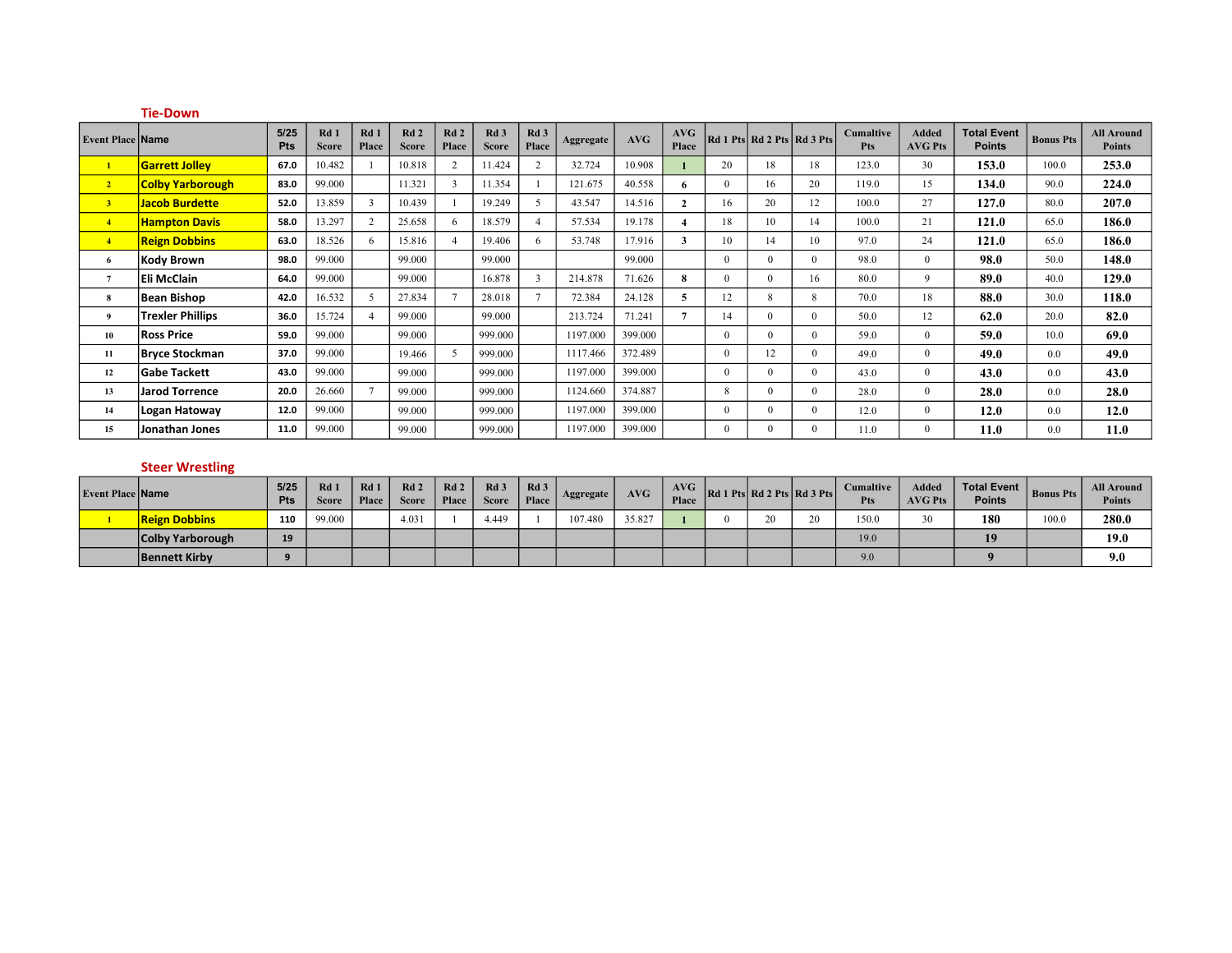## Tie-Down

| Event Place | Name | 5/25 Pts | Rd 1 Score | Rd 1 Place | Rd 2 Score | Rd 2 Place | Rd 3 Score | Rd 3 Place | Aggregate | AVG | AVG Place | Rd 1 Pts | Rd 2 Pts | Rd 3 Pts | Cumaltive Pts | Added AVG Pts | Total Event Points | Bonus Pts | All Around Points |
|---|---|---|---|---|---|---|---|---|---|---|---|---|---|---|---|---|---|---|---|
| 1 | Garrett Jolley | 67.0 | 10.482 | 1 | 10.818 | 2 | 11.424 | 2 | 32.724 | 10.908 | 1 | 20 | 18 | 18 | 123.0 | 30 | 153.0 | 100.0 | 253.0 |
| 2 | Colby Yarborough | 83.0 | 99.000 | | 11.321 | 3 | 11.354 | 1 | 121.675 | 40.558 | 6 | 0 | 16 | 20 | 119.0 | 15 | 134.0 | 90.0 | 224.0 |
| 3 | Jacob Burdette | 52.0 | 13.859 | 3 | 10.439 | 1 | 19.249 | 5 | 43.547 | 14.516 | 2 | 16 | 20 | 12 | 100.0 | 27 | 127.0 | 80.0 | 207.0 |
| 4 | Hampton Davis | 58.0 | 13.297 | 2 | 25.658 | 6 | 18.579 | 4 | 57.534 | 19.178 | 4 | 18 | 10 | 14 | 100.0 | 21 | 121.0 | 65.0 | 186.0 |
| 4 | Reign Dobbins | 63.0 | 18.526 | 6 | 15.816 | 4 | 19.406 | 6 | 53.748 | 17.916 | 3 | 10 | 14 | 10 | 97.0 | 24 | 121.0 | 65.0 | 186.0 |
| 6 | Kody Brown | 98.0 | 99.000 | | 99.000 | | 99.000 | | | 99.000 | | 0 | 0 | 0 | 98.0 | 0 | 98.0 | 50.0 | 148.0 |
| 7 | Eli McClain | 64.0 | 99.000 | | 99.000 | | 16.878 | 3 | 214.878 | 71.626 | 8 | 0 | 0 | 16 | 80.0 | 9 | 89.0 | 40.0 | 129.0 |
| 8 | Bean Bishop | 42.0 | 16.532 | 5 | 27.834 | 7 | 28.018 | 7 | 72.384 | 24.128 | 5 | 12 | 8 | 8 | 70.0 | 18 | 88.0 | 30.0 | 118.0 |
| 9 | Trexler Phillips | 36.0 | 15.724 | 4 | 99.000 | | 99.000 | | 213.724 | 71.241 | 7 | 14 | 0 | 0 | 50.0 | 12 | 62.0 | 20.0 | 82.0 |
| 10 | Ross Price | 59.0 | 99.000 | | 99.000 | | 999.000 | | 1197.000 | 399.000 | | 0 | 0 | 0 | 59.0 | 0 | 59.0 | 10.0 | 69.0 |
| 11 | Bryce Stockman | 37.0 | 99.000 | | 19.466 | 5 | 999.000 | | 1117.466 | 372.489 | | 0 | 12 | 0 | 49.0 | 0 | 49.0 | 0.0 | 49.0 |
| 12 | Gabe Tackett | 43.0 | 99.000 | | 99.000 | | 999.000 | | 1197.000 | 399.000 | | 0 | 0 | 0 | 43.0 | 0 | 43.0 | 0.0 | 43.0 |
| 13 | Jarod Torrence | 20.0 | 26.660 | 7 | 99.000 | | 999.000 | | 1124.660 | 374.887 | | 8 | 0 | 0 | 28.0 | 0 | 28.0 | 0.0 | 28.0 |
| 14 | Logan Hatoway | 12.0 | 99.000 | | 99.000 | | 999.000 | | 1197.000 | 399.000 | | 0 | 0 | 0 | 12.0 | 0 | 12.0 | 0.0 | 12.0 |
| 15 | Jonathan Jones | 11.0 | 99.000 | | 99.000 | | 999.000 | | 1197.000 | 399.000 | | 0 | 0 | 0 | 11.0 | 0 | 11.0 | 0.0 | 11.0 |

## Steer Wrestling

| Event Place | Name | 5/25 Pts | Rd 1 Score | Rd 1 Place | Rd 2 Score | Rd 2 Place | Rd 3 Score | Rd 3 Place | Aggregate | AVG | AVG Place | Rd 1 Pts | Rd 2 Pts | Rd 3 Pts | Cumaltive Pts | Added AVG Pts | Total Event Points | Bonus Pts | All Around Points |
|---|---|---|---|---|---|---|---|---|---|---|---|---|---|---|---|---|---|---|---|
| 1 | Reign Dobbins | 110 | 99.000 | | 4.031 | 1 | 4.449 | 1 | 107.480 | 35.827 | 1 | 0 | 20 | 20 | 150.0 | 30 | 180 | 100.0 | 280.0 |
| | Colby Yarborough | 19 | | | | | | | | | | | | | 19.0 | | 19 | | 19.0 |
| | Bennett Kirby | 9 | | | | | | | | | | | | | 9.0 | | 9 | | 9.0 |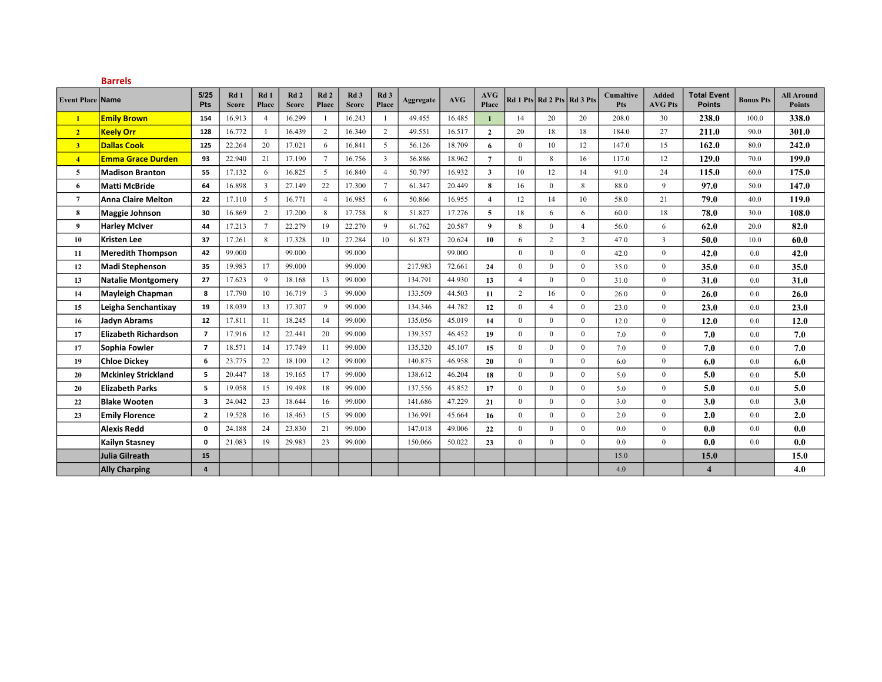## Barrels

| Event Place | Name | 5/25 Pts | Rd 1 Score | Rd 1 Place | Rd 2 Score | Rd 2 Place | Rd 3 Score | Rd 3 Place | Aggregate | AVG | AVG Place | Rd 1 Pts | Rd 2 Pts | Rd 3 Pts | Cumaltive Pts | Added AVG Pts | Total Event Points | Bonus Pts | All Around Points |
|---|---|---|---|---|---|---|---|---|---|---|---|---|---|---|---|---|---|---|---|
| 1 | Emily Brown | 154 | 16.913 | 4 | 16.299 | 1 | 16.243 | 1 | 49.455 | 16.485 | 1 | 14 | 20 | 20 | 208.0 | 30 | 238.0 | 100.0 | 338.0 |
| 2 | Keely Orr | 128 | 16.772 | 1 | 16.439 | 2 | 16.340 | 2 | 49.551 | 16.517 | 2 | 20 | 18 | 18 | 184.0 | 27 | 211.0 | 90.0 | 301.0 |
| 3 | Dallas Cook | 125 | 22.264 | 20 | 17.021 | 6 | 16.841 | 5 | 56.126 | 18.709 | 6 | 0 | 10 | 12 | 147.0 | 15 | 162.0 | 80.0 | 242.0 |
| 4 | Emma Grace Durden | 93 | 22.940 | 21 | 17.190 | 7 | 16.756 | 3 | 56.886 | 18.962 | 7 | 0 | 8 | 16 | 117.0 | 12 | 129.0 | 70.0 | 199.0 |
| 5 | Madison Branton | 55 | 17.132 | 6 | 16.825 | 5 | 16.840 | 4 | 50.797 | 16.932 | 3 | 10 | 12 | 14 | 91.0 | 24 | 115.0 | 60.0 | 175.0 |
| 6 | Matti McBride | 64 | 16.898 | 3 | 27.149 | 22 | 17.300 | 7 | 61.347 | 20.449 | 8 | 16 | 0 | 8 | 88.0 | 9 | 97.0 | 50.0 | 147.0 |
| 7 | Anna Claire Melton | 22 | 17.110 | 5 | 16.771 | 4 | 16.985 | 6 | 50.866 | 16.955 | 4 | 12 | 14 | 10 | 58.0 | 21 | 79.0 | 40.0 | 119.0 |
| 8 | Maggie Johnson | 30 | 16.869 | 2 | 17.200 | 8 | 17.758 | 8 | 51.827 | 17.276 | 5 | 18 | 6 | 6 | 60.0 | 18 | 78.0 | 30.0 | 108.0 |
| 9 | Harley McIver | 44 | 17.213 | 7 | 22.279 | 19 | 22.270 | 9 | 61.762 | 20.587 | 9 | 8 | 0 | 4 | 56.0 | 6 | 62.0 | 20.0 | 82.0 |
| 10 | Kristen Lee | 37 | 17.261 | 8 | 17.328 | 10 | 27.284 | 10 | 61.873 | 20.624 | 10 | 6 | 2 | 2 | 47.0 | 3 | 50.0 | 10.0 | 60.0 |
| 11 | Meredith Thompson | 42 | 99.000 | | 99.000 | | 99.000 | | | 99.000 | | 0 | 0 | 0 | 42.0 | 0 | 42.0 | 0.0 | 42.0 |
| 12 | Madi Stephenson | 35 | 19.983 | 17 | 99.000 | | 99.000 | | 217.983 | 72.661 | 24 | 0 | 0 | 0 | 35.0 | 0 | 35.0 | 0.0 | 35.0 |
| 13 | Natalie Montgomery | 27 | 17.623 | 9 | 18.168 | 13 | 99.000 | | 134.791 | 44.930 | 13 | 4 | 0 | 0 | 31.0 | 0 | 31.0 | 0.0 | 31.0 |
| 14 | Mayleigh Chapman | 8 | 17.790 | 10 | 16.719 | 3 | 99.000 | | 133.509 | 44.503 | 11 | 2 | 16 | 0 | 26.0 | 0 | 26.0 | 0.0 | 26.0 |
| 15 | Leigha Senchantixay | 19 | 18.039 | 13 | 17.307 | 9 | 99.000 | | 134.346 | 44.782 | 12 | 0 | 4 | 0 | 23.0 | 0 | 23.0 | 0.0 | 23.0 |
| 16 | Jadyn Abrams | 12 | 17.811 | 11 | 18.245 | 14 | 99.000 | | 135.056 | 45.019 | 14 | 0 | 0 | 0 | 12.0 | 0 | 12.0 | 0.0 | 12.0 |
| 17 | Elizabeth Richardson | 7 | 17.916 | 12 | 22.441 | 20 | 99.000 | | 139.357 | 46.452 | 19 | 0 | 0 | 0 | 7.0 | 0 | 7.0 | 0.0 | 7.0 |
| 17 | Sophia Fowler | 7 | 18.571 | 14 | 17.749 | 11 | 99.000 | | 135.320 | 45.107 | 15 | 0 | 0 | 0 | 7.0 | 0 | 7.0 | 0.0 | 7.0 |
| 19 | Chloe Dickey | 6 | 23.775 | 22 | 18.100 | 12 | 99.000 | | 140.875 | 46.958 | 20 | 0 | 0 | 0 | 6.0 | 0 | 6.0 | 0.0 | 6.0 |
| 20 | Mckinley Strickland | 5 | 20.447 | 18 | 19.165 | 17 | 99.000 | | 138.612 | 46.204 | 18 | 0 | 0 | 0 | 5.0 | 0 | 5.0 | 0.0 | 5.0 |
| 20 | Elizabeth Parks | 5 | 19.058 | 15 | 19.498 | 18 | 99.000 | | 137.556 | 45.852 | 17 | 0 | 0 | 0 | 5.0 | 0 | 5.0 | 0.0 | 5.0 |
| 22 | Blake Wooten | 3 | 24.042 | 23 | 18.644 | 16 | 99.000 | | 141.686 | 47.229 | 21 | 0 | 0 | 0 | 3.0 | 0 | 3.0 | 0.0 | 3.0 |
| 23 | Emily Florence | 2 | 19.528 | 16 | 18.463 | 15 | 99.000 | | 136.991 | 45.664 | 16 | 0 | 0 | 0 | 2.0 | 0 | 2.0 | 0.0 | 2.0 |
| | Alexis Redd | 0 | 24.188 | 24 | 23.830 | 21 | 99.000 | | 147.018 | 49.006 | 22 | 0 | 0 | 0 | 0.0 | 0 | 0.0 | 0.0 | 0.0 |
| | Kailyn Stasney | 0 | 21.083 | 19 | 29.983 | 23 | 99.000 | | 150.066 | 50.022 | 23 | 0 | 0 | 0 | 0.0 | 0 | 0.0 | 0.0 | 0.0 |
| | Julia Gilreath | 15 | | | | | | | | | | | | | 15.0 | | 15.0 | | 15.0 |
| | Ally Charping | 4 | | | | | | | | | | | | | 4.0 | | 4 | | 4.0 |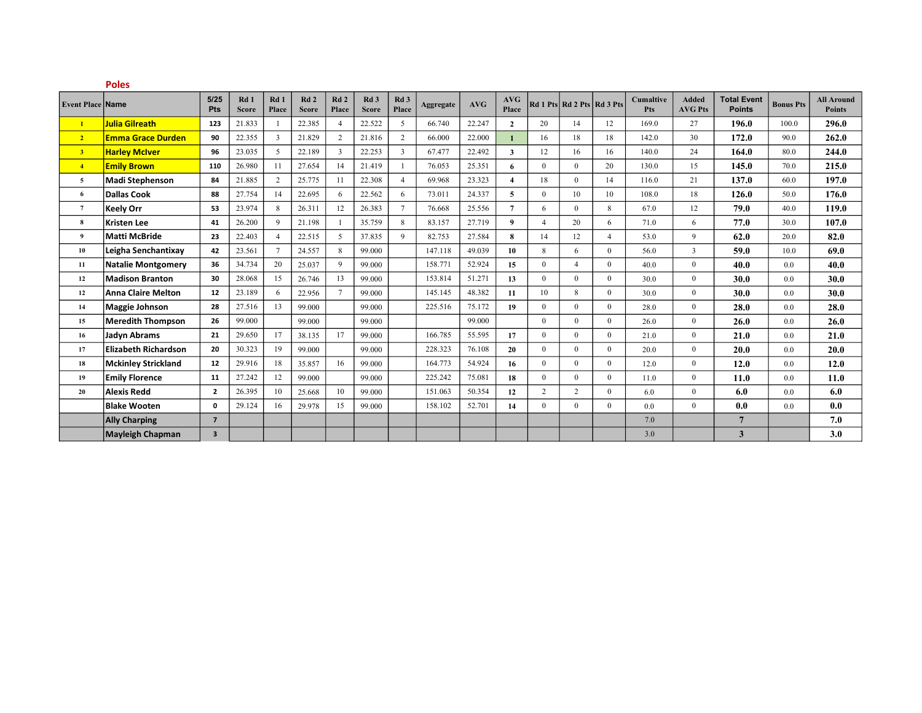## Poles

| Event Place | Name | 5/25 Pts | Rd 1 Score | Rd 1 Place | Rd 2 Score | Rd 2 Place | Rd 3 Score | Rd 3 Place | Aggregate | AVG | AVG Place | Rd 1 Pts | Rd 2 Pts | Rd 3 Pts | Cumaltive Pts | Added AVG Pts | Total Event Points | Bonus Pts | All Around Points |
|---|---|---|---|---|---|---|---|---|---|---|---|---|---|---|---|---|---|---|---|
| 1 | Julia Gilreath | 123 | 21.833 | 1 | 22.385 | 4 | 22.522 | 5 | 66.740 | 22.247 | 2 | 20 | 14 | 12 | 169.0 | 27 | 196.0 | 100.0 | 296.0 |
| 2 | Emma Grace Durden | 90 | 22.355 | 3 | 21.829 | 2 | 21.816 | 2 | 66.000 | 22.000 | 1 | 16 | 18 | 18 | 142.0 | 30 | 172.0 | 90.0 | 262.0 |
| 3 | Harley McIver | 96 | 23.035 | 5 | 22.189 | 3 | 22.253 | 3 | 67.477 | 22.492 | 3 | 12 | 16 | 16 | 140.0 | 24 | 164.0 | 80.0 | 244.0 |
| 4 | Emily Brown | 110 | 26.980 | 11 | 27.654 | 14 | 21.419 | 1 | 76.053 | 25.351 | 6 | 0 | 0 | 20 | 130.0 | 15 | 145.0 | 70.0 | 215.0 |
| 5 | Madi Stephenson | 84 | 21.885 | 2 | 25.775 | 11 | 22.308 | 4 | 69.968 | 23.323 | 4 | 18 | 0 | 14 | 116.0 | 21 | 137.0 | 60.0 | 197.0 |
| 6 | Dallas Cook | 88 | 27.754 | 14 | 22.695 | 6 | 22.562 | 6 | 73.011 | 24.337 | 5 | 0 | 10 | 10 | 108.0 | 18 | 126.0 | 50.0 | 176.0 |
| 7 | Keely Orr | 53 | 23.974 | 8 | 26.311 | 12 | 26.383 | 7 | 76.668 | 25.556 | 7 | 6 | 0 | 8 | 67.0 | 12 | 79.0 | 40.0 | 119.0 |
| 8 | Kristen Lee | 41 | 26.200 | 9 | 21.198 | 1 | 35.759 | 8 | 83.157 | 27.719 | 9 | 4 | 20 | 6 | 71.0 | 6 | 77.0 | 30.0 | 107.0 |
| 9 | Matti McBride | 23 | 22.403 | 4 | 22.515 | 5 | 37.835 | 9 | 82.753 | 27.584 | 8 | 14 | 12 | 4 | 53.0 | 9 | 62.0 | 20.0 | 82.0 |
| 10 | Leigha Senchantixay | 42 | 23.561 | 7 | 24.557 | 8 | 99.000 | | 147.118 | 49.039 | 10 | 8 | 6 | 0 | 56.0 | 3 | 59.0 | 10.0 | 69.0 |
| 11 | Natalie Montgomery | 36 | 34.734 | 20 | 25.037 | 9 | 99.000 | | 158.771 | 52.924 | 15 | 0 | 4 | 0 | 40.0 | 0 | 40.0 | 0.0 | 40.0 |
| 12 | Madison Branton | 30 | 28.068 | 15 | 26.746 | 13 | 99.000 | | 153.814 | 51.271 | 13 | 0 | 0 | 0 | 30.0 | 0 | 30.0 | 0.0 | 30.0 |
| 12 | Anna Claire Melton | 12 | 23.189 | 6 | 22.956 | 7 | 99.000 | | 145.145 | 48.382 | 11 | 10 | 8 | 0 | 30.0 | 0 | 30.0 | 0.0 | 30.0 |
| 14 | Maggie Johnson | 28 | 27.516 | 13 | 99.000 | | 99.000 | | 225.516 | 75.172 | 19 | 0 | 0 | 0 | 28.0 | 0 | 28.0 | 0.0 | 28.0 |
| 15 | Meredith Thompson | 26 | 99.000 | | 99.000 | | 99.000 | | | 99.000 | | 0 | 0 | 0 | 26.0 | 0 | 26.0 | 0.0 | 26.0 |
| 16 | Jadyn Abrams | 21 | 29.650 | 17 | 38.135 | 17 | 99.000 | | 166.785 | 55.595 | 17 | 0 | 0 | 0 | 21.0 | 0 | 21.0 | 0.0 | 21.0 |
| 17 | Elizabeth Richardson | 20 | 30.323 | 19 | 99.000 | | 99.000 | | 228.323 | 76.108 | 20 | 0 | 0 | 0 | 20.0 | 0 | 20.0 | 0.0 | 20.0 |
| 18 | Mckinley Strickland | 12 | 29.916 | 18 | 35.857 | 16 | 99.000 | | 164.773 | 54.924 | 16 | 0 | 0 | 0 | 12.0 | 0 | 12.0 | 0.0 | 12.0 |
| 19 | Emily Florence | 11 | 27.242 | 12 | 99.000 | | 99.000 | | 225.242 | 75.081 | 18 | 0 | 0 | 0 | 11.0 | 0 | 11.0 | 0.0 | 11.0 |
| 20 | Alexis Redd | 2 | 26.395 | 10 | 25.668 | 10 | 99.000 | | 151.063 | 50.354 | 12 | 2 | 2 | 0 | 6.0 | 0 | 6.0 | 0.0 | 6.0 |
| | Blake Wooten | 0 | 29.124 | 16 | 29.978 | 15 | 99.000 | | 158.102 | 52.701 | 14 | 0 | 0 | 0 | 0.0 | 0 | 0.0 | 0.0 | 0.0 |
| | Ally Charping | 7 | | | | | | | | | | | | | 7.0 | | 7 | | 7.0 |
| | Mayleigh Chapman | 3 | | | | | | | | | | | | | 3.0 | | 3 | | 3.0 |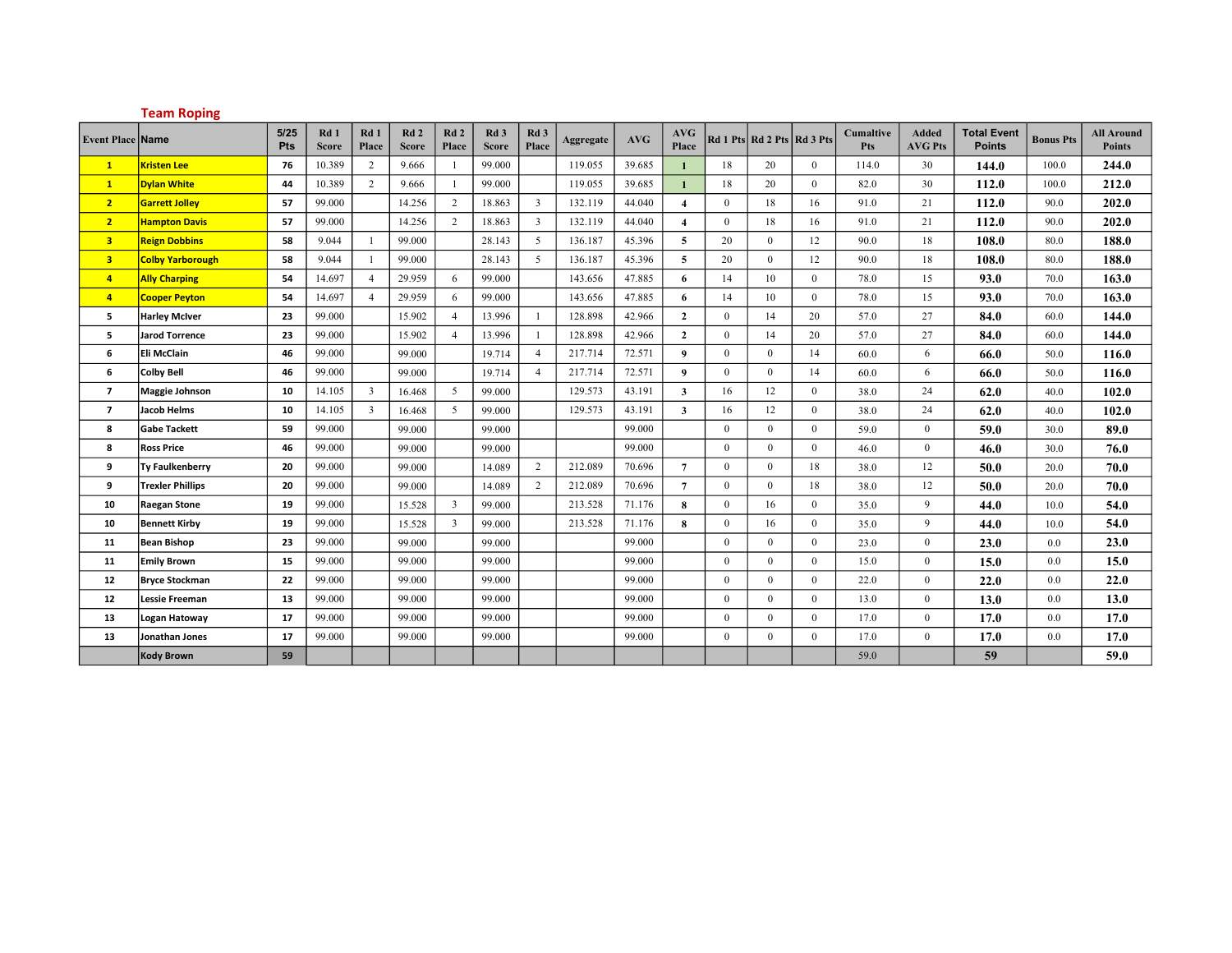## Team Roping

| Event Place | Name | 5/25 Pts | Rd 1 Score | Rd 1 Place | Rd 2 Score | Rd 2 Place | Rd 3 Score | Rd 3 Place | Aggregate | AVG | AVG Place | Rd 1 Pts | Rd 2 Pts | Rd 3 Pts | Cumaltive Pts | Added AVG Pts | Total Event Points | Bonus Pts | All Around Points |
|---|---|---|---|---|---|---|---|---|---|---|---|---|---|---|---|---|---|---|---|
| 1 | Kristen Lee | 76 | 10.389 | 2 | 9.666 | 1 | 99.000 | | 119.055 | 39.685 | 1 | 18 | 20 | 0 | 114.0 | 30 | 144.0 | 100.0 | 244.0 |
| 1 | Dylan White | 44 | 10.389 | 2 | 9.666 | 1 | 99.000 | | 119.055 | 39.685 | 1 | 18 | 20 | 0 | 82.0 | 30 | 112.0 | 100.0 | 212.0 |
| 2 | Garrett Jolley | 57 | 99.000 | | 14.256 | 2 | 18.863 | 3 | 132.119 | 44.040 | 4 | 0 | 18 | 16 | 91.0 | 21 | 112.0 | 90.0 | 202.0 |
| 2 | Hampton Davis | 57 | 99.000 | | 14.256 | 2 | 18.863 | 3 | 132.119 | 44.040 | 4 | 0 | 18 | 16 | 91.0 | 21 | 112.0 | 90.0 | 202.0 |
| 3 | Reign Dobbins | 58 | 9.044 | 1 | 99.000 | | 28.143 | 5 | 136.187 | 45.396 | 5 | 20 | 0 | 12 | 90.0 | 18 | 108.0 | 80.0 | 188.0 |
| 3 | Colby Yarborough | 58 | 9.044 | 1 | 99.000 | | 28.143 | 5 | 136.187 | 45.396 | 5 | 20 | 0 | 12 | 90.0 | 18 | 108.0 | 80.0 | 188.0 |
| 4 | Ally Charping | 54 | 14.697 | 4 | 29.959 | 6 | 99.000 | | 143.656 | 47.885 | 6 | 14 | 10 | 0 | 78.0 | 15 | 93.0 | 70.0 | 163.0 |
| 4 | Cooper Peyton | 54 | 14.697 | 4 | 29.959 | 6 | 99.000 | | 143.656 | 47.885 | 6 | 14 | 10 | 0 | 78.0 | 15 | 93.0 | 70.0 | 163.0 |
| 5 | Harley McIver | 23 | 99.000 | | 15.902 | 4 | 13.996 | 1 | 128.898 | 42.966 | 2 | 0 | 14 | 20 | 57.0 | 27 | 84.0 | 60.0 | 144.0 |
| 5 | Jarod Torrence | 23 | 99.000 | | 15.902 | 4 | 13.996 | 1 | 128.898 | 42.966 | 2 | 0 | 14 | 20 | 57.0 | 27 | 84.0 | 60.0 | 144.0 |
| 6 | Eli McClain | 46 | 99.000 | | 99.000 | | 19.714 | 4 | 217.714 | 72.571 | 9 | 0 | 0 | 14 | 60.0 | 6 | 66.0 | 50.0 | 116.0 |
| 6 | Colby Bell | 46 | 99.000 | | 99.000 | | 19.714 | 4 | 217.714 | 72.571 | 9 | 0 | 0 | 14 | 60.0 | 6 | 66.0 | 50.0 | 116.0 |
| 7 | Maggie Johnson | 10 | 14.105 | 3 | 16.468 | 5 | 99.000 | | 129.573 | 43.191 | 3 | 16 | 12 | 0 | 38.0 | 24 | 62.0 | 40.0 | 102.0 |
| 7 | Jacob Helms | 10 | 14.105 | 3 | 16.468 | 5 | 99.000 | | 129.573 | 43.191 | 3 | 16 | 12 | 0 | 38.0 | 24 | 62.0 | 40.0 | 102.0 |
| 8 | Gabe Tackett | 59 | 99.000 | | 99.000 | | 99.000 | | | 99.000 | | 0 | 0 | 0 | 59.0 | 0 | 59.0 | 30.0 | 89.0 |
| 8 | Ross Price | 46 | 99.000 | | 99.000 | | 99.000 | | | 99.000 | | 0 | 0 | 0 | 46.0 | 0 | 46.0 | 30.0 | 76.0 |
| 9 | Ty Faulkenberry | 20 | 99.000 | | 99.000 | | 14.089 | 2 | 212.089 | 70.696 | 7 | 0 | 0 | 18 | 38.0 | 12 | 50.0 | 20.0 | 70.0 |
| 9 | Trexler Phillips | 20 | 99.000 | | 99.000 | | 14.089 | 2 | 212.089 | 70.696 | 7 | 0 | 0 | 18 | 38.0 | 12 | 50.0 | 20.0 | 70.0 |
| 10 | Raegan Stone | 19 | 99.000 | | 15.528 | 3 | 99.000 | | 213.528 | 71.176 | 8 | 0 | 16 | 0 | 35.0 | 9 | 44.0 | 10.0 | 54.0 |
| 10 | Bennett Kirby | 19 | 99.000 | | 15.528 | 3 | 99.000 | | 213.528 | 71.176 | 8 | 0 | 16 | 0 | 35.0 | 9 | 44.0 | 10.0 | 54.0 |
| 11 | Bean Bishop | 23 | 99.000 | | 99.000 | | 99.000 | | | 99.000 | | 0 | 0 | 0 | 23.0 | 0 | 23.0 | 0.0 | 23.0 |
| 11 | Emily Brown | 15 | 99.000 | | 99.000 | | 99.000 | | | 99.000 | | 0 | 0 | 0 | 15.0 | 0 | 15.0 | 0.0 | 15.0 |
| 12 | Bryce Stockman | 22 | 99.000 | | 99.000 | | 99.000 | | | 99.000 | | 0 | 0 | 0 | 22.0 | 0 | 22.0 | 0.0 | 22.0 |
| 12 | Lessie Freeman | 13 | 99.000 | | 99.000 | | 99.000 | | | 99.000 | | 0 | 0 | 0 | 13.0 | 0 | 13.0 | 0.0 | 13.0 |
| 13 | Logan Hatoway | 17 | 99.000 | | 99.000 | | 99.000 | | | 99.000 | | 0 | 0 | 0 | 17.0 | 0 | 17.0 | 0.0 | 17.0 |
| 13 | Jonathan Jones | 17 | 99.000 | | 99.000 | | 99.000 | | | 99.000 | | 0 | 0 | 0 | 17.0 | 0 | 17.0 | 0.0 | 17.0 |
| | Kody Brown | 59 | | | | | | | | | | | | | 59.0 | | 59 | | 59.0 |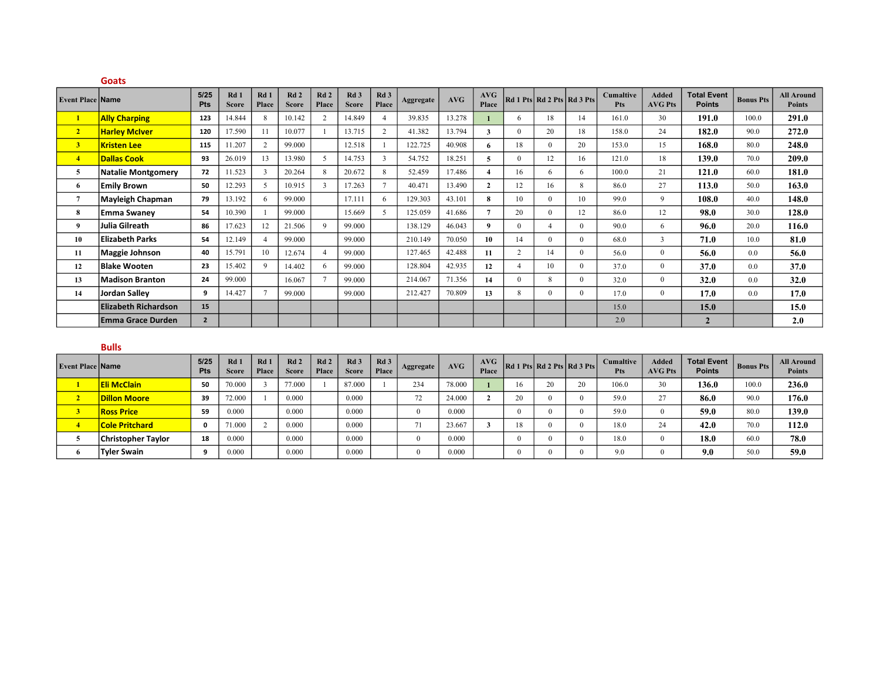## Goats

| Event Place | Name | 5/25 Pts | Rd 1 Score | Rd 1 Place | Rd 2 Score | Rd 2 Place | Rd 3 Score | Rd 3 Place | Aggregate | AVG | AVG Place | Rd 1 Pts | Rd 2 Pts | Rd 3 Pts | Cumaltive Pts | Added AVG Pts | Total Event Points | Bonus Pts | All Around Points |
|---|---|---|---|---|---|---|---|---|---|---|---|---|---|---|---|---|---|---|---|
| 1 | Ally Charping | 123 | 14.844 | 8 | 10.142 | 2 | 14.849 | 4 | 39.835 | 13.278 | 1 | 6 | 18 | 14 | 161.0 | 30 | 191.0 | 100.0 | 291.0 |
| 2 | Harley McIver | 120 | 17.590 | 11 | 10.077 | 1 | 13.715 | 2 | 41.382 | 13.794 | 3 | 0 | 20 | 18 | 158.0 | 24 | 182.0 | 90.0 | 272.0 |
| 3 | Kristen Lee | 115 | 11.207 | 2 | 99.000 | | 12.518 | 1 | 122.725 | 40.908 | 6 | 18 | 0 | 20 | 153.0 | 15 | 168.0 | 80.0 | 248.0 |
| 4 | Dallas Cook | 93 | 26.019 | 13 | 13.980 | 5 | 14.753 | 3 | 54.752 | 18.251 | 5 | 0 | 12 | 16 | 121.0 | 18 | 139.0 | 70.0 | 209.0 |
| 5 | Natalie Montgomery | 72 | 11.523 | 3 | 20.264 | 8 | 20.672 | 8 | 52.459 | 17.486 | 4 | 16 | 6 | 6 | 100.0 | 21 | 121.0 | 60.0 | 181.0 |
| 6 | Emily Brown | 50 | 12.293 | 5 | 10.915 | 3 | 17.263 | 7 | 40.471 | 13.490 | 2 | 12 | 16 | 8 | 86.0 | 27 | 113.0 | 50.0 | 163.0 |
| 7 | Mayleigh Chapman | 79 | 13.192 | 6 | 99.000 | | 17.111 | 6 | 129.303 | 43.101 | 8 | 10 | 0 | 10 | 99.0 | 9 | 108.0 | 40.0 | 148.0 |
| 8 | Emma Swaney | 54 | 10.390 | 1 | 99.000 | | 15.669 | 5 | 125.059 | 41.686 | 7 | 20 | 0 | 12 | 86.0 | 12 | 98.0 | 30.0 | 128.0 |
| 9 | Julia Gilreath | 86 | 17.623 | 12 | 21.506 | 9 | 99.000 | | 138.129 | 46.043 | 9 | 0 | 4 | 0 | 90.0 | 6 | 96.0 | 20.0 | 116.0 |
| 10 | Elizabeth Parks | 54 | 12.149 | 4 | 99.000 | | 99.000 | | 210.149 | 70.050 | 10 | 14 | 0 | 0 | 68.0 | 3 | 71.0 | 10.0 | 81.0 |
| 11 | Maggie Johnson | 40 | 15.791 | 10 | 12.674 | 4 | 99.000 | | 127.465 | 42.488 | 11 | 2 | 14 | 0 | 56.0 | 0 | 56.0 | 0.0 | 56.0 |
| 12 | Blake Wooten | 23 | 15.402 | 9 | 14.402 | 6 | 99.000 | | 128.804 | 42.935 | 12 | 4 | 10 | 0 | 37.0 | 0 | 37.0 | 0.0 | 37.0 |
| 13 | Madison Branton | 24 | 99.000 | | 16.067 | 7 | 99.000 | | 214.067 | 71.356 | 14 | 0 | 8 | 0 | 32.0 | 0 | 32.0 | 0.0 | 32.0 |
| 14 | Jordan Salley | 9 | 14.427 | 7 | 99.000 | | 99.000 | | 212.427 | 70.809 | 13 | 8 | 0 | 0 | 17.0 | 0 | 17.0 | 0.0 | 17.0 |
| | Elizabeth Richardson | 15 | | | | | | | | | | | | | 15.0 | | 15.0 | | 15.0 |
| | Emma Grace Durden | 2 | | | | | | | | | | | | | 2.0 | | 2 | | 2.0 |

## Bulls

| Event Place | Name | 5/25 Pts | Rd 1 Score | Rd 1 Place | Rd 2 Score | Rd 2 Place | Rd 3 Score | Rd 3 Place | Aggregate | AVG | AVG Place | Rd 1 Pts | Rd 2 Pts | Rd 3 Pts | Cumaltive Pts | Added AVG Pts | Total Event Points | Bonus Pts | All Around Points |
|---|---|---|---|---|---|---|---|---|---|---|---|---|---|---|---|---|---|---|---|
| 1 | Eli McClain | 50 | 70.000 | 3 | 77.000 | 1 | 87.000 | 1 | 234 | 78.000 | 1 | 16 | 20 | 20 | 106.0 | 30 | 136.0 | 100.0 | 236.0 |
| 2 | Dillon Moore | 39 | 72.000 | 1 | 0.000 | | 0.000 | | 72 | 24.000 | 2 | 20 | 0 | 0 | 59.0 | 27 | 86.0 | 90.0 | 176.0 |
| 3 | Ross Price | 59 | 0.000 | | 0.000 | | 0.000 | | 0 | 0.000 | | 0 | 0 | 0 | 59.0 | 0 | 59.0 | 80.0 | 139.0 |
| 4 | Cole Pritchard | 0 | 71.000 | 2 | 0.000 | | 0.000 | | 71 | 23.667 | 3 | 18 | 0 | 0 | 18.0 | 24 | 42.0 | 70.0 | 112.0 |
| 5 | Christopher Taylor | 18 | 0.000 | | 0.000 | | 0.000 | | 0 | 0.000 | | 0 | 0 | 0 | 18.0 | 0 | 18.0 | 60.0 | 78.0 |
| 6 | Tyler Swain | 9 | 0.000 | | 0.000 | | 0.000 | | 0 | 0.000 | | 0 | 0 | 0 | 9.0 | 0 | 9.0 | 50.0 | 59.0 |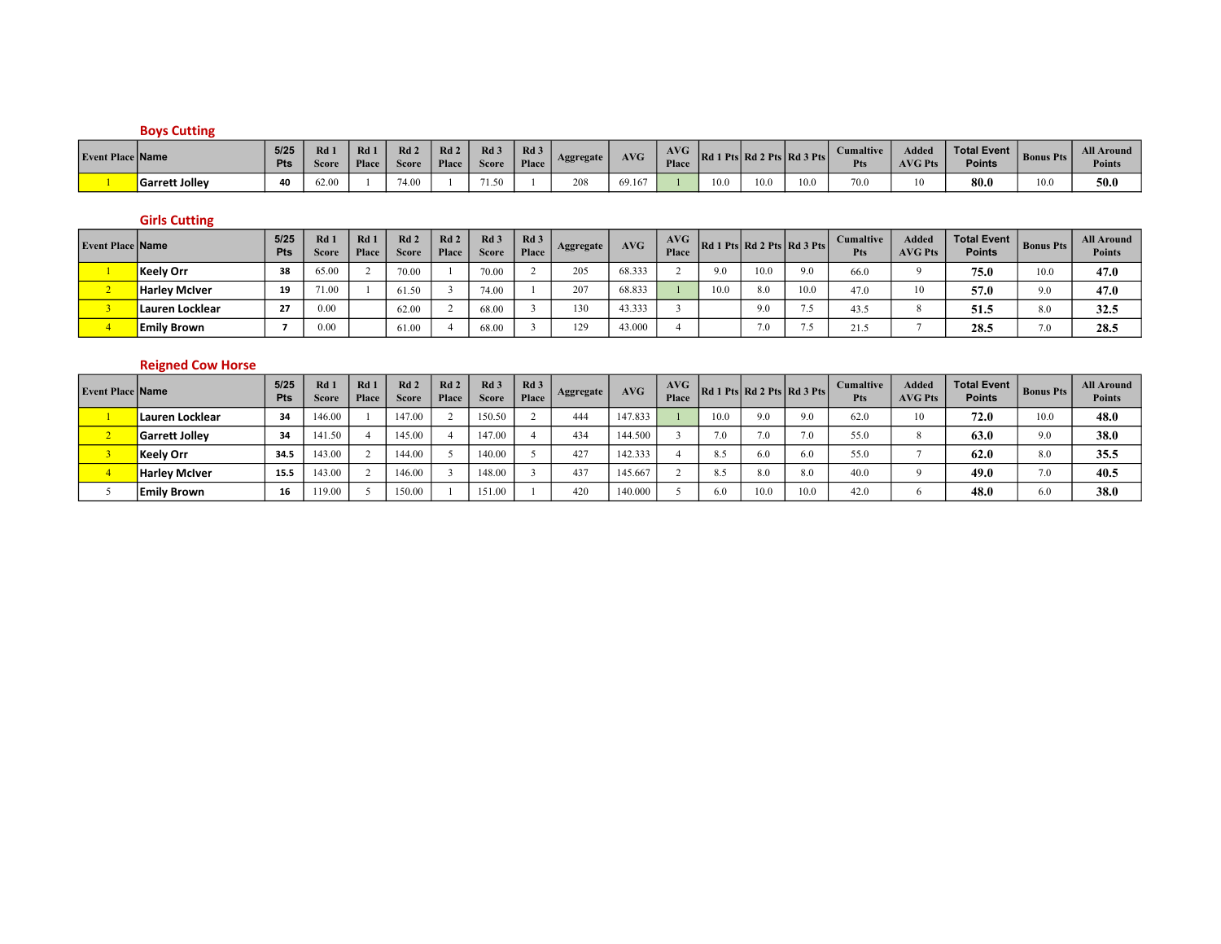## Boys Cutting

| Event Place | Name | 5/25 Pts | Rd 1 Score | Rd 1 Place | Rd 2 Score | Rd 2 Place | Rd 3 Score | Rd 3 Place | Aggregate | AVG | AVG Place | Rd 1 Pts | Rd 2 Pts | Rd 3 Pts | Cumaltive Pts | Added AVG Pts | Total Event Points | Bonus Pts | All Around Points |
|---|---|---|---|---|---|---|---|---|---|---|---|---|---|---|---|---|---|---|---|
| 1 | Garrett Jolley | 40 | 62.00 | 1 | 74.00 | 1 | 71.50 | 1 | 208 | 69.167 | 1 | 10.0 | 10.0 | 10.0 | 70.0 | 10 | 80.0 | 10.0 | 50.0 |

## Girls Cutting

| Event Place | Name | 5/25 Pts | Rd 1 Score | Rd 1 Place | Rd 2 Score | Rd 2 Place | Rd 3 Score | Rd 3 Place | Aggregate | AVG | AVG Place | Rd 1 Pts | Rd 2 Pts | Rd 3 Pts | Cumaltive Pts | Added AVG Pts | Total Event Points | Bonus Pts | All Around Points |
|---|---|---|---|---|---|---|---|---|---|---|---|---|---|---|---|---|---|---|---|
| 1 | Keely Orr | 38 | 65.00 | 2 | 70.00 | 1 | 70.00 | 2 | 205 | 68.333 | 2 | 9.0 | 10.0 | 9.0 | 66.0 | 9 | 75.0 | 10.0 | 47.0 |
| 2 | Harley McIver | 19 | 71.00 | 1 | 61.50 | 3 | 74.00 | 1 | 207 | 68.833 | 1 | 10.0 | 8.0 | 10.0 | 47.0 | 10 | 57.0 | 9.0 | 47.0 |
| 3 | Lauren Locklear | 27 | 0.00 | | 62.00 | 2 | 68.00 | 3 | 130 | 43.333 | 3 | | 9.0 | 7.5 | 43.5 | 8 | 51.5 | 8.0 | 32.5 |
| 4 | Emily Brown | 7 | 0.00 | | 61.00 | 4 | 68.00 | 3 | 129 | 43.000 | 4 | | 7.0 | 7.5 | 21.5 | 7 | 28.5 | 7.0 | 28.5 |

## Reigned Cow Horse

| Event Place | Name | 5/25 Pts | Rd 1 Score | Rd 1 Place | Rd 2 Score | Rd 2 Place | Rd 3 Score | Rd 3 Place | Aggregate | AVG | AVG Place | Rd 1 Pts | Rd 2 Pts | Rd 3 Pts | Cumaltive Pts | Added AVG Pts | Total Event Points | Bonus Pts | All Around Points |
|---|---|---|---|---|---|---|---|---|---|---|---|---|---|---|---|---|---|---|---|
| 1 | Lauren Locklear | 34 | 146.00 | 1 | 147.00 | 2 | 150.50 | 2 | 444 | 147.833 | 1 | 10.0 | 9.0 | 9.0 | 62.0 | 10 | 72.0 | 10.0 | 48.0 |
| 2 | Garrett Jolley | 34 | 141.50 | 4 | 145.00 | 4 | 147.00 | 4 | 434 | 144.500 | 3 | 7.0 | 7.0 | 7.0 | 55.0 | 8 | 63.0 | 9.0 | 38.0 |
| 3 | Keely Orr | 34.5 | 143.00 | 2 | 144.00 | 5 | 140.00 | 5 | 427 | 142.333 | 4 | 8.5 | 6.0 | 6.0 | 55.0 | 7 | 62.0 | 8.0 | 35.5 |
| 4 | Harley McIver | 15.5 | 143.00 | 2 | 146.00 | 3 | 148.00 | 3 | 437 | 145.667 | 2 | 8.5 | 8.0 | 8.0 | 40.0 | 9 | 49.0 | 7.0 | 40.5 |
| 5 | Emily Brown | 16 | 119.00 | 5 | 150.00 | 1 | 151.00 | 1 | 420 | 140.000 | 5 | 6.0 | 10.0 | 10.0 | 42.0 | 6 | 48.0 | 6.0 | 38.0 |